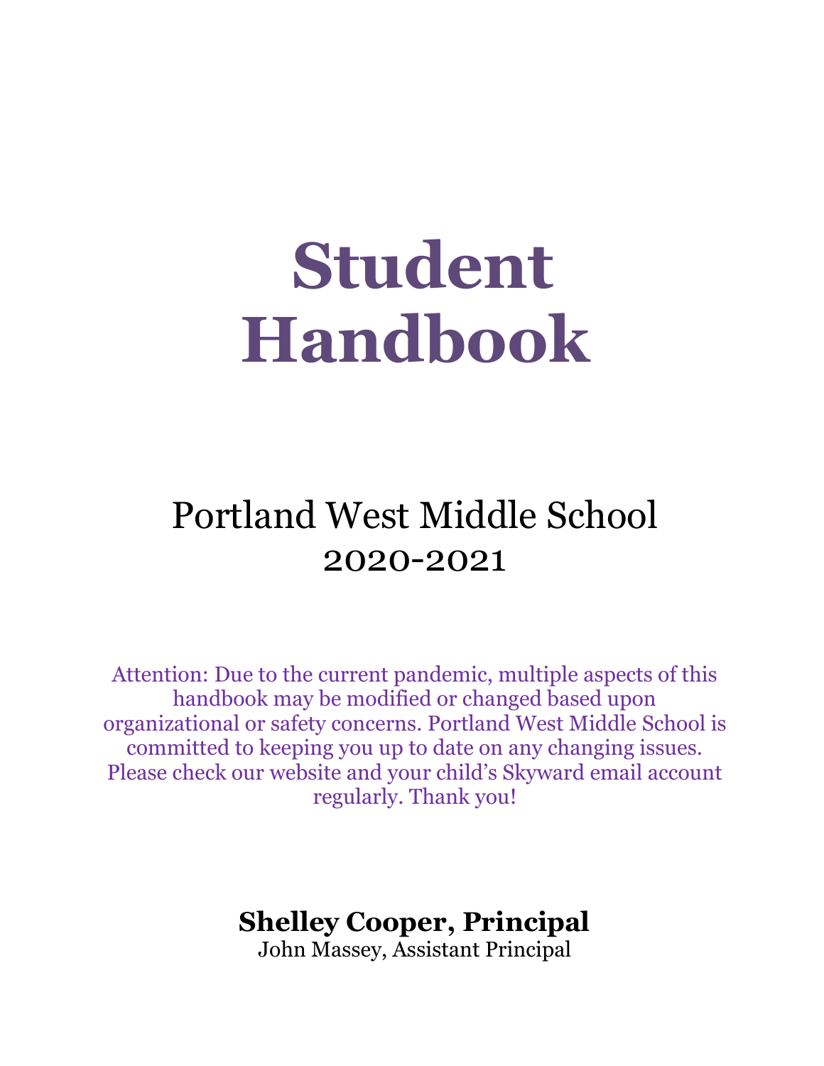# Student Handbook

## Portland West Middle School

2020-2021

Attention: Due to the current pandemic, multiple aspects of this handbook may be modified or changed based upon organizational or safety concerns. Portland West Middle School is committed to keeping you up to date on any changing issues. Please check our website and your child's Skyward email account regularly. Thank you!

**Shelley Cooper, Principal**

John Massey, Assistant Principal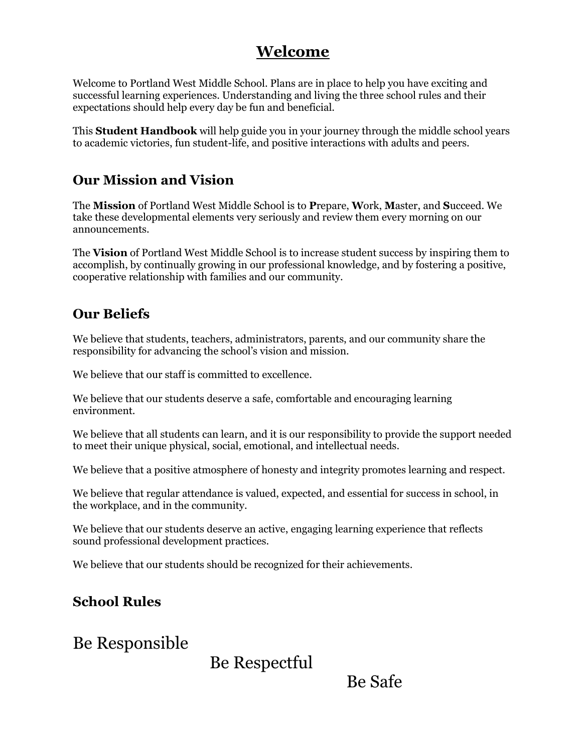# Welcome

Welcome to Portland West Middle School. Plans are in place to help you have exciting and successful learning experiences. Understanding and living the three school rules and their expectations should help every day be fun and beneficial.

This **Student Handbook** will help guide you in your journey through the middle school years to academic victories, fun student-life, and positive interactions with adults and peers.

## Our Mission and Vision

The **Mission** of Portland West Middle School is to **P**repare, **W**ork, **M**aster, and **S**ucceed. We take these developmental elements very seriously and review them every morning on our announcements.

The **Vision** of Portland West Middle School is to increase student success by inspiring them to accomplish, by continually growing in our professional knowledge, and by fostering a positive, cooperative relationship with families and our community.

## Our Beliefs

We believe that students, teachers, administrators, parents, and our community share the responsibility for advancing the school's vision and mission.

We believe that our staff is committed to excellence.

We believe that our students deserve a safe, comfortable and encouraging learning environment.

We believe that all students can learn, and it is our responsibility to provide the support needed to meet their unique physical, social, emotional, and intellectual needs.

We believe that a positive atmosphere of honesty and integrity promotes learning and respect.

We believe that regular attendance is valued, expected, and essential for success in school, in the workplace, and in the community.

We believe that our students deserve an active, engaging learning experience that reflects sound professional development practices.

We believe that our students should be recognized for their achievements.

## School Rules

Be Responsible

Be Respectful

Be Safe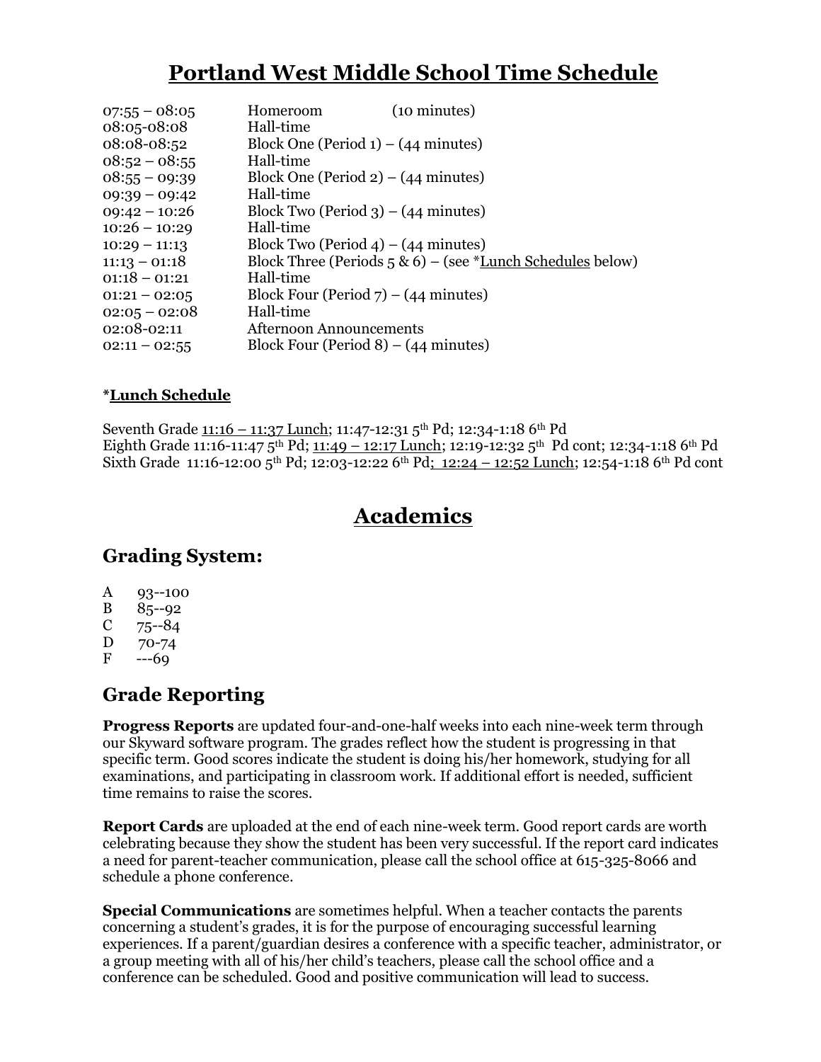# Portland West Middle School Time Schedule

| | |
|---|---|
| 07:55 – 08:05 | Homeroom (10 minutes) |
| 08:05-08:08 | Hall-time |
| 08:08-08:52 | Block One (Period 1) – (44 minutes) |
| 08:52 – 08:55 | Hall-time |
| 08:55 – 09:39 | Block One (Period 2) – (44 minutes) |
| 09:39 – 09:42 | Hall-time |
| 09:42 – 10:26 | Block Two (Period 3) – (44 minutes) |
| 10:26 – 10:29 | Hall-time |
| 10:29 – 11:13 | Block Two (Period 4) – (44 minutes) |
| 11:13 – 01:18 | Block Three (Periods 5 & 6) – (see *Lunch Schedules below) |
| 01:18 – 01:21 | Hall-time |
| 01:21 – 02:05 | Block Four (Period 7) – (44 minutes) |
| 02:05 – 02:08 | Hall-time |
| 02:08-02:11 | Afternoon Announcements |
| 02:11 – 02:55 | Block Four (Period 8) – (44 minutes) |

**\*Lunch Schedule**

Seventh Grade 11:16 – 11:37 Lunch; 11:47-12:31 5th Pd; 12:34-1:18 6th Pd
Eighth Grade 11:16-11:47 5th Pd; 11:49 – 12:17 Lunch; 12:19-12:32 5th Pd cont; 12:34-1:18 6th Pd
Sixth Grade 11:16-12:00 5th Pd; 12:03-12:22 6th Pd; 12:24 – 12:52 Lunch; 12:54-1:18 6th Pd cont

# Academics

## Grading System:

| | |
|---|---|
| A | 93--100 |
| B | 85--92 |
| C | 75--84 |
| D | 70-74 |
| F | ---69 |

## Grade Reporting

**Progress Reports** are updated four-and-one-half weeks into each nine-week term through our Skyward software program. The grades reflect how the student is progressing in that specific term. Good scores indicate the student is doing his/her homework, studying for all examinations, and participating in classroom work. If additional effort is needed, sufficient time remains to raise the scores.

**Report Cards** are uploaded at the end of each nine-week term. Good report cards are worth celebrating because they show the student has been very successful. If the report card indicates a need for parent-teacher communication, please call the school office at 615-325-8066 and schedule a phone conference.

**Special Communications** are sometimes helpful. When a teacher contacts the parents concerning a student's grades, it is for the purpose of encouraging successful learning experiences. If a parent/guardian desires a conference with a specific teacher, administrator, or a group meeting with all of his/her child's teachers, please call the school office and a conference can be scheduled. Good and positive communication will lead to success.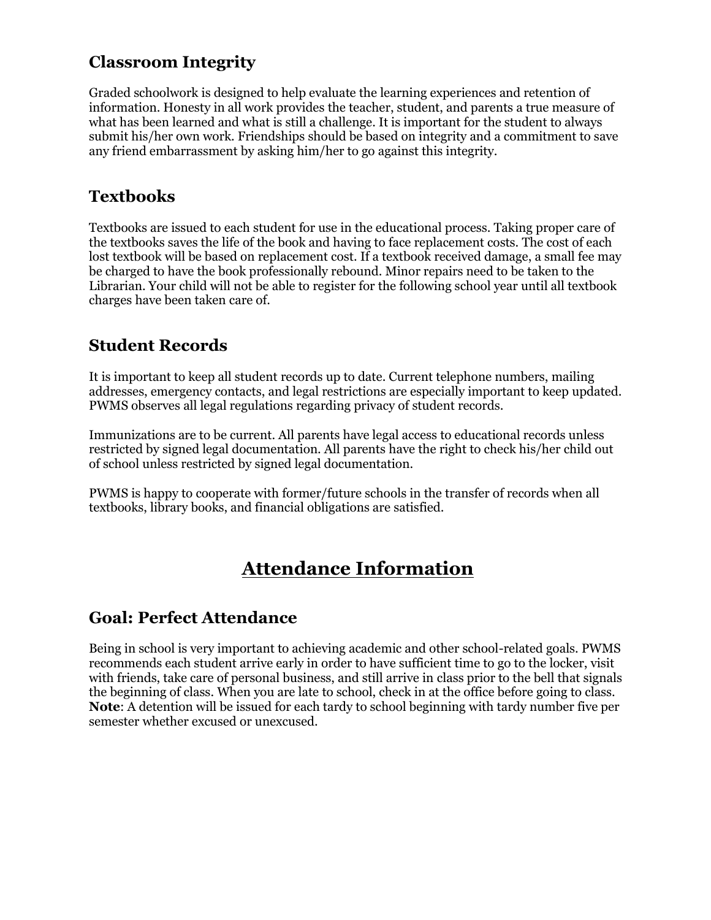## Classroom Integrity

Graded schoolwork is designed to help evaluate the learning experiences and retention of information. Honesty in all work provides the teacher, student, and parents a true measure of what has been learned and what is still a challenge. It is important for the student to always submit his/her own work. Friendships should be based on integrity and a commitment to save any friend embarrassment by asking him/her to go against this integrity.

## Textbooks

Textbooks are issued to each student for use in the educational process. Taking proper care of the textbooks saves the life of the book and having to face replacement costs. The cost of each lost textbook will be based on replacement cost. If a textbook received damage, a small fee may be charged to have the book professionally rebound. Minor repairs need to be taken to the Librarian. Your child will not be able to register for the following school year until all textbook charges have been taken care of.

## Student Records

It is important to keep all student records up to date. Current telephone numbers, mailing addresses, emergency contacts, and legal restrictions are especially important to keep updated. PWMS observes all legal regulations regarding privacy of student records.

Immunizations are to be current. All parents have legal access to educational records unless restricted by signed legal documentation. All parents have the right to check his/her child out of school unless restricted by signed legal documentation.

PWMS is happy to cooperate with former/future schools in the transfer of records when all textbooks, library books, and financial obligations are satisfied.

# Attendance Information

## Goal: Perfect Attendance

Being in school is very important to achieving academic and other school-related goals. PWMS recommends each student arrive early in order to have sufficient time to go to the locker, visit with friends, take care of personal business, and still arrive in class prior to the bell that signals the beginning of class. When you are late to school, check in at the office before going to class. **Note**: A detention will be issued for each tardy to school beginning with tardy number five per semester whether excused or unexcused.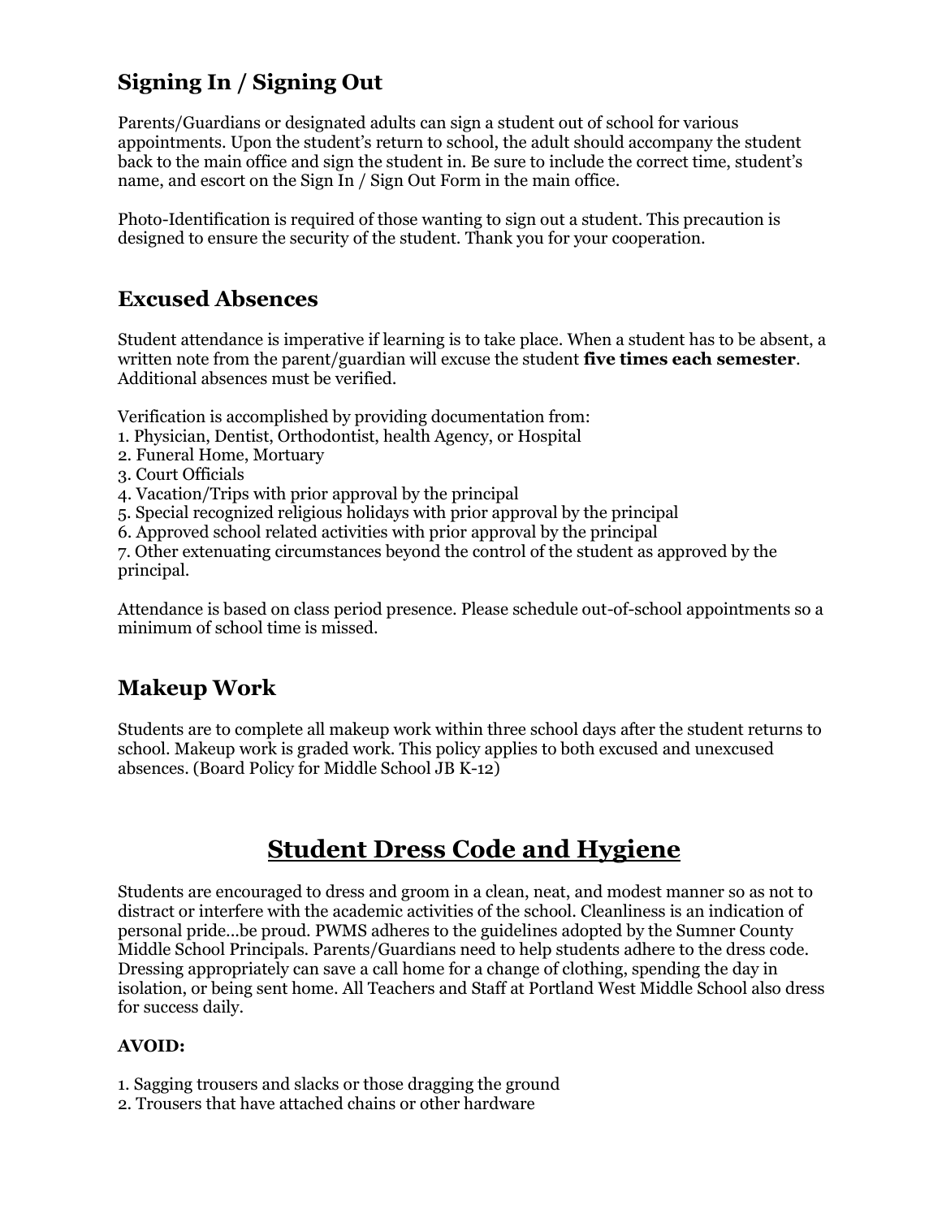## Signing In / Signing Out

Parents/Guardians or designated adults can sign a student out of school for various appointments. Upon the student's return to school, the adult should accompany the student back to the main office and sign the student in. Be sure to include the correct time, student's name, and escort on the Sign In / Sign Out Form in the main office.

Photo-Identification is required of those wanting to sign out a student. This precaution is designed to ensure the security of the student. Thank you for your cooperation.

## Excused Absences

Student attendance is imperative if learning is to take place. When a student has to be absent, a written note from the parent/guardian will excuse the student **five times each semester**. Additional absences must be verified.

Verification is accomplished by providing documentation from:

1. Physician, Dentist, Orthodontist, health Agency, or Hospital
2. Funeral Home, Mortuary
3. Court Officials
4. Vacation/Trips with prior approval by the principal
5. Special recognized religious holidays with prior approval by the principal
6. Approved school related activities with prior approval by the principal
7. Other extenuating circumstances beyond the control of the student as approved by the principal.

Attendance is based on class period presence. Please schedule out-of-school appointments so a minimum of school time is missed.

## Makeup Work

Students are to complete all makeup work within three school days after the student returns to school. Makeup work is graded work. This policy applies to both excused and unexcused absences. (Board Policy for Middle School JB K-12)

# Student Dress Code and Hygiene

Students are encouraged to dress and groom in a clean, neat, and modest manner so as not to distract or interfere with the academic activities of the school. Cleanliness is an indication of personal pride…be proud. PWMS adheres to the guidelines adopted by the Sumner County Middle School Principals. Parents/Guardians need to help students adhere to the dress code. Dressing appropriately can save a call home for a change of clothing, spending the day in isolation, or being sent home. All Teachers and Staff at Portland West Middle School also dress for success daily.

**AVOID:**

1. Sagging trousers and slacks or those dragging the ground
2. Trousers that have attached chains or other hardware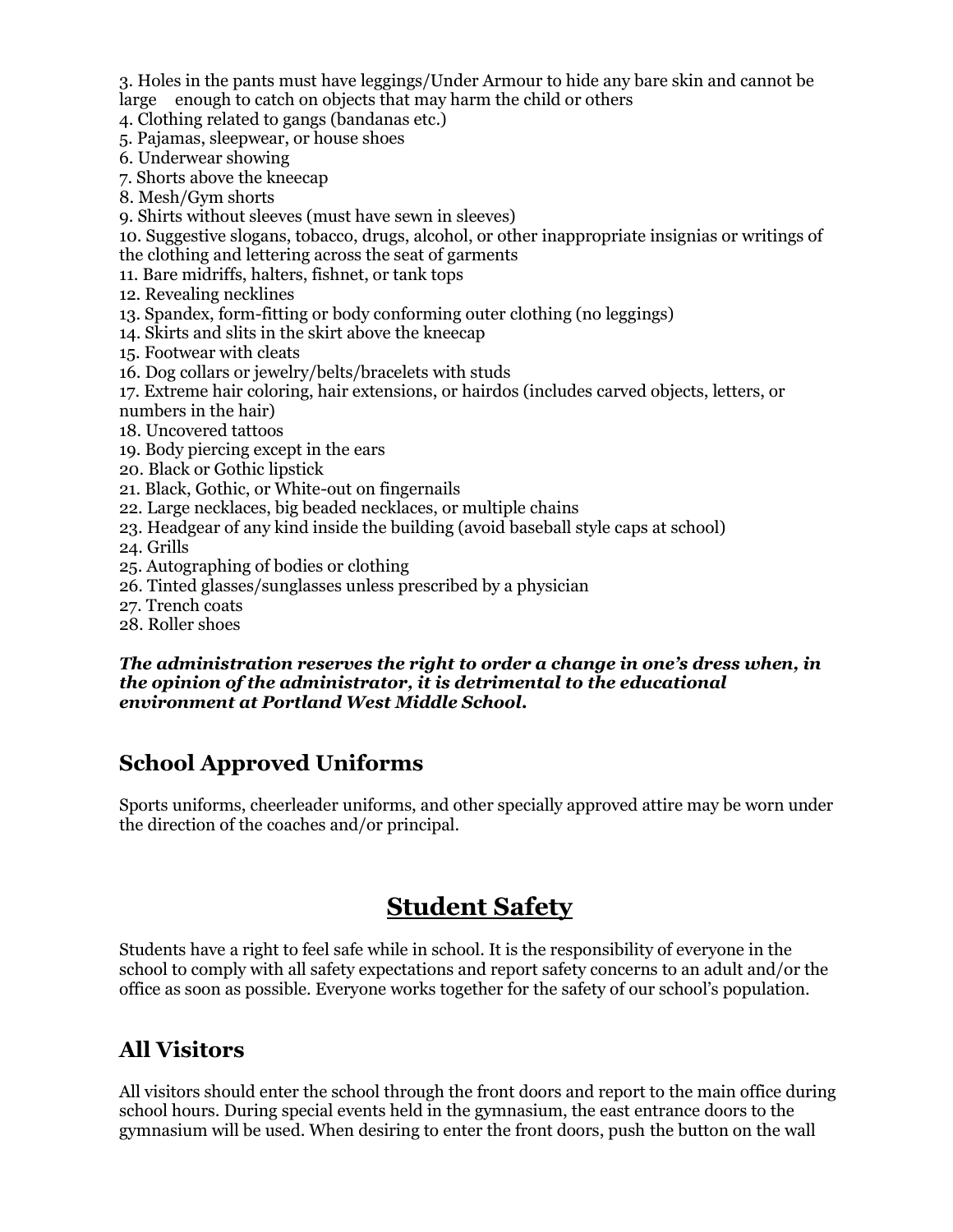3. Holes in the pants must have leggings/Under Armour to hide any bare skin and cannot be large enough to catch on objects that may harm the child or others
4. Clothing related to gangs (bandanas etc.)
5. Pajamas, sleepwear, or house shoes
6. Underwear showing
7. Shorts above the kneecap
8. Mesh/Gym shorts
9. Shirts without sleeves (must have sewn in sleeves)
10. Suggestive slogans, tobacco, drugs, alcohol, or other inappropriate insignias or writings of the clothing and lettering across the seat of garments
11. Bare midriffs, halters, fishnet, or tank tops
12. Revealing necklines
13. Spandex, form-fitting or body conforming outer clothing (no leggings)
14. Skirts and slits in the skirt above the kneecap
15. Footwear with cleats
16. Dog collars or jewelry/belts/bracelets with studs
17. Extreme hair coloring, hair extensions, or hairdos (includes carved objects, letters, or numbers in the hair)
18. Uncovered tattoos
19. Body piercing except in the ears
20. Black or Gothic lipstick
21. Black, Gothic, or White-out on fingernails
22. Large necklaces, big beaded necklaces, or multiple chains
23. Headgear of any kind inside the building (avoid baseball style caps at school)
24. Grills
25. Autographing of bodies or clothing
26. Tinted glasses/sunglasses unless prescribed by a physician
27. Trench coats
28. Roller shoes

***The administration reserves the right to order a change in one's dress when, in the opinion of the administrator, it is detrimental to the educational environment at Portland West Middle School.***

## School Approved Uniforms

Sports uniforms, cheerleader uniforms, and other specially approved attire may be worn under the direction of the coaches and/or principal.

# Student Safety

Students have a right to feel safe while in school. It is the responsibility of everyone in the school to comply with all safety expectations and report safety concerns to an adult and/or the office as soon as possible. Everyone works together for the safety of our school's population.

## All Visitors

All visitors should enter the school through the front doors and report to the main office during school hours. During special events held in the gymnasium, the east entrance doors to the gymnasium will be used. When desiring to enter the front doors, push the button on the wall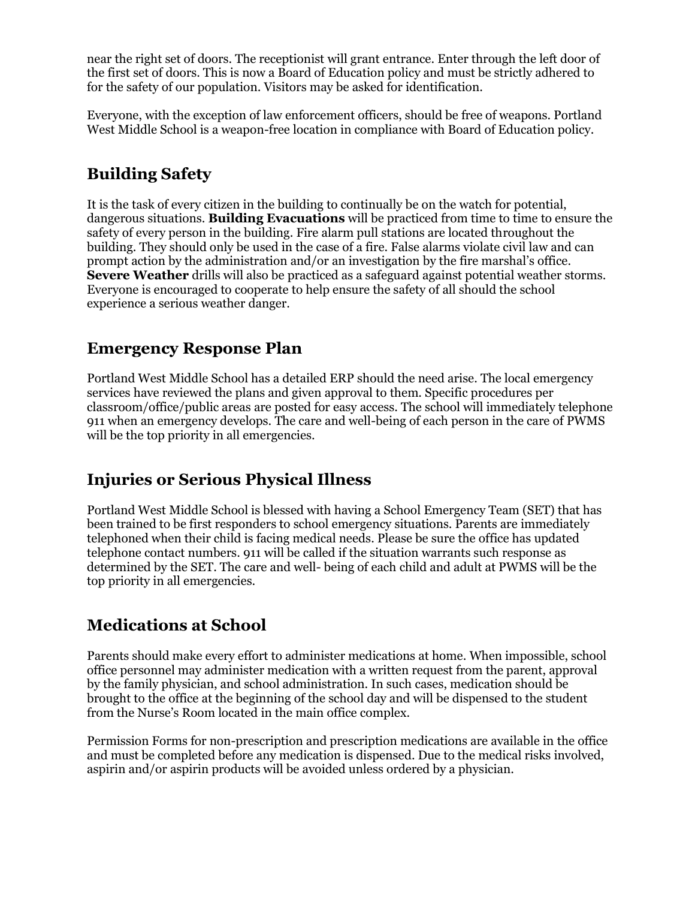near the right set of doors. The receptionist will grant entrance. Enter through the left door of the first set of doors. This is now a Board of Education policy and must be strictly adhered to for the safety of our population. Visitors may be asked for identification.

Everyone, with the exception of law enforcement officers, should be free of weapons. Portland West Middle School is a weapon-free location in compliance with Board of Education policy.

## Building Safety

It is the task of every citizen in the building to continually be on the watch for potential, dangerous situations. **Building Evacuations** will be practiced from time to time to ensure the safety of every person in the building. Fire alarm pull stations are located throughout the building. They should only be used in the case of a fire. False alarms violate civil law and can prompt action by the administration and/or an investigation by the fire marshal's office. **Severe Weather** drills will also be practiced as a safeguard against potential weather storms. Everyone is encouraged to cooperate to help ensure the safety of all should the school experience a serious weather danger.

## Emergency Response Plan

Portland West Middle School has a detailed ERP should the need arise. The local emergency services have reviewed the plans and given approval to them. Specific procedures per classroom/office/public areas are posted for easy access. The school will immediately telephone 911 when an emergency develops. The care and well-being of each person in the care of PWMS will be the top priority in all emergencies.

## Injuries or Serious Physical Illness

Portland West Middle School is blessed with having a School Emergency Team (SET) that has been trained to be first responders to school emergency situations. Parents are immediately telephoned when their child is facing medical needs. Please be sure the office has updated telephone contact numbers. 911 will be called if the situation warrants such response as determined by the SET. The care and well- being of each child and adult at PWMS will be the top priority in all emergencies.

## Medications at School

Parents should make every effort to administer medications at home. When impossible, school office personnel may administer medication with a written request from the parent, approval by the family physician, and school administration. In such cases, medication should be brought to the office at the beginning of the school day and will be dispensed to the student from the Nurse's Room located in the main office complex.

Permission Forms for non-prescription and prescription medications are available in the office and must be completed before any medication is dispensed. Due to the medical risks involved, aspirin and/or aspirin products will be avoided unless ordered by a physician.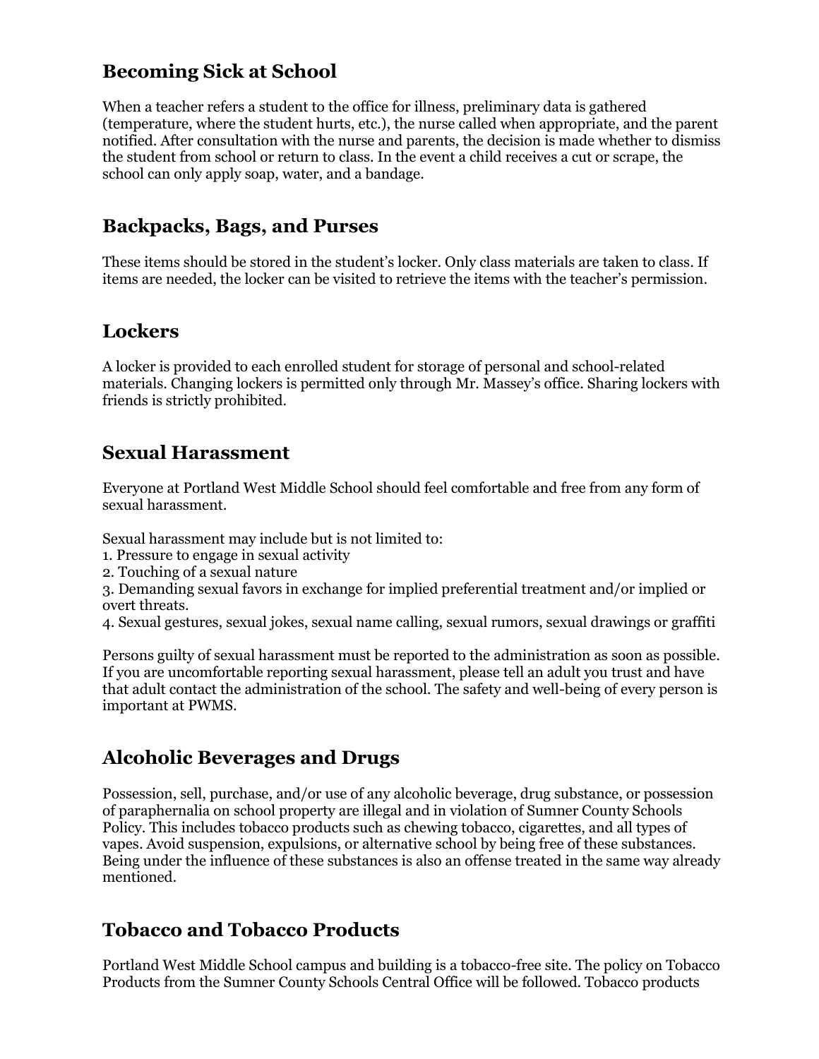## Becoming Sick at School

When a teacher refers a student to the office for illness, preliminary data is gathered (temperature, where the student hurts, etc.), the nurse called when appropriate, and the parent notified. After consultation with the nurse and parents, the decision is made whether to dismiss the student from school or return to class. In the event a child receives a cut or scrape, the school can only apply soap, water, and a bandage.

## Backpacks, Bags, and Purses

These items should be stored in the student's locker. Only class materials are taken to class. If items are needed, the locker can be visited to retrieve the items with the teacher's permission.

## Lockers

A locker is provided to each enrolled student for storage of personal and school-related materials. Changing lockers is permitted only through Mr. Massey's office. Sharing lockers with friends is strictly prohibited.

## Sexual Harassment

Everyone at Portland West Middle School should feel comfortable and free from any form of sexual harassment.

Sexual harassment may include but is not limited to:
1. Pressure to engage in sexual activity
2. Touching of a sexual nature
3. Demanding sexual favors in exchange for implied preferential treatment and/or implied or overt threats.
4. Sexual gestures, sexual jokes, sexual name calling, sexual rumors, sexual drawings or graffiti

Persons guilty of sexual harassment must be reported to the administration as soon as possible. If you are uncomfortable reporting sexual harassment, please tell an adult you trust and have that adult contact the administration of the school. The safety and well-being of every person is important at PWMS.

## Alcoholic Beverages and Drugs

Possession, sell, purchase, and/or use of any alcoholic beverage, drug substance, or possession of paraphernalia on school property are illegal and in violation of Sumner County Schools Policy. This includes tobacco products such as chewing tobacco, cigarettes, and all types of vapes. Avoid suspension, expulsions, or alternative school by being free of these substances. Being under the influence of these substances is also an offense treated in the same way already mentioned.

## Tobacco and Tobacco Products

Portland West Middle School campus and building is a tobacco-free site. The policy on Tobacco Products from the Sumner County Schools Central Office will be followed. Tobacco products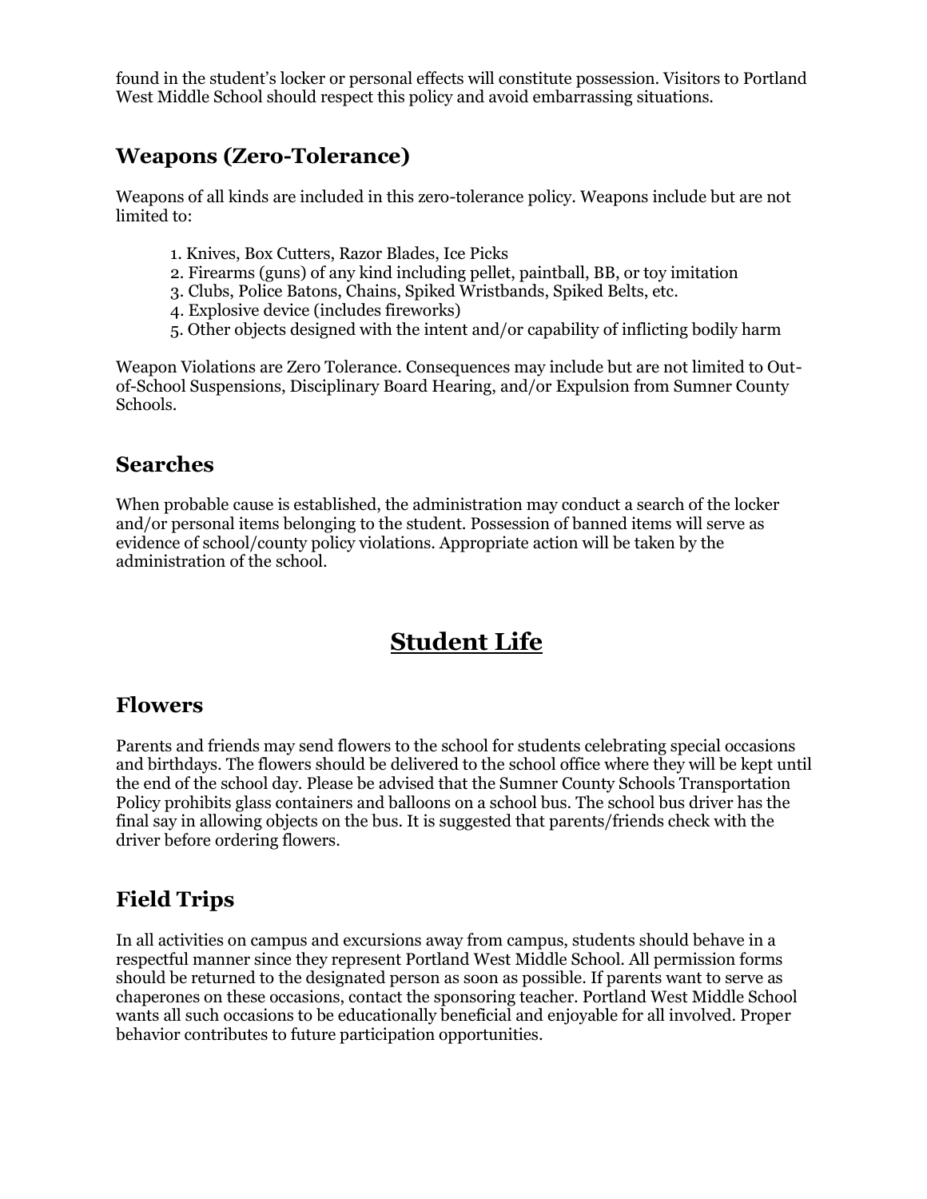found in the student's locker or personal effects will constitute possession. Visitors to Portland West Middle School should respect this policy and avoid embarrassing situations.

## Weapons (Zero-Tolerance)

Weapons of all kinds are included in this zero-tolerance policy. Weapons include but are not limited to:

1. Knives, Box Cutters, Razor Blades, Ice Picks
2. Firearms (guns) of any kind including pellet, paintball, BB, or toy imitation
3. Clubs, Police Batons, Chains, Spiked Wristbands, Spiked Belts, etc.
4. Explosive device (includes fireworks)
5. Other objects designed with the intent and/or capability of inflicting bodily harm

Weapon Violations are Zero Tolerance. Consequences may include but are not limited to Out-of-School Suspensions, Disciplinary Board Hearing, and/or Expulsion from Sumner County Schools.

## Searches

When probable cause is established, the administration may conduct a search of the locker and/or personal items belonging to the student. Possession of banned items will serve as evidence of school/county policy violations. Appropriate action will be taken by the administration of the school.

# Student Life

## Flowers

Parents and friends may send flowers to the school for students celebrating special occasions and birthdays. The flowers should be delivered to the school office where they will be kept until the end of the school day. Please be advised that the Sumner County Schools Transportation Policy prohibits glass containers and balloons on a school bus. The school bus driver has the final say in allowing objects on the bus. It is suggested that parents/friends check with the driver before ordering flowers.

## Field Trips

In all activities on campus and excursions away from campus, students should behave in a respectful manner since they represent Portland West Middle School. All permission forms should be returned to the designated person as soon as possible. If parents want to serve as chaperones on these occasions, contact the sponsoring teacher. Portland West Middle School wants all such occasions to be educationally beneficial and enjoyable for all involved. Proper behavior contributes to future participation opportunities.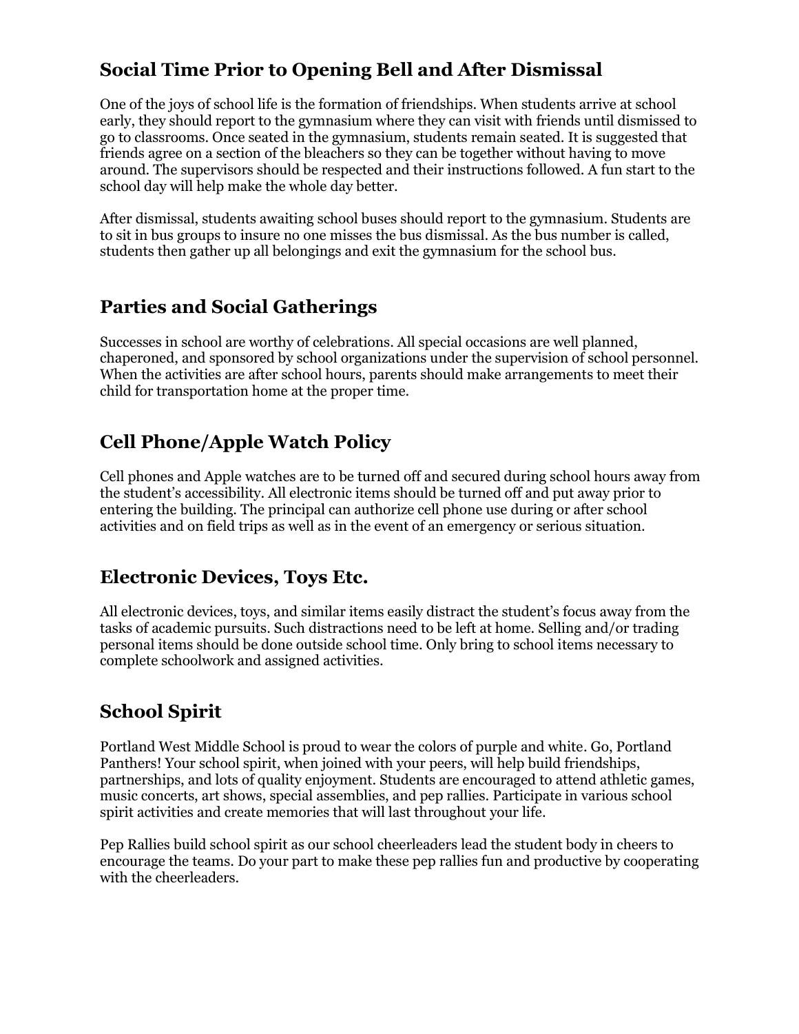## Social Time Prior to Opening Bell and After Dismissal

One of the joys of school life is the formation of friendships. When students arrive at school early, they should report to the gymnasium where they can visit with friends until dismissed to go to classrooms. Once seated in the gymnasium, students remain seated. It is suggested that friends agree on a section of the bleachers so they can be together without having to move around. The supervisors should be respected and their instructions followed. A fun start to the school day will help make the whole day better.

After dismissal, students awaiting school buses should report to the gymnasium. Students are to sit in bus groups to insure no one misses the bus dismissal. As the bus number is called, students then gather up all belongings and exit the gymnasium for the school bus.

## Parties and Social Gatherings

Successes in school are worthy of celebrations. All special occasions are well planned, chaperoned, and sponsored by school organizations under the supervision of school personnel. When the activities are after school hours, parents should make arrangements to meet their child for transportation home at the proper time.

## Cell Phone/Apple Watch Policy

Cell phones and Apple watches are to be turned off and secured during school hours away from the student's accessibility. All electronic items should be turned off and put away prior to entering the building. The principal can authorize cell phone use during or after school activities and on field trips as well as in the event of an emergency or serious situation.

## Electronic Devices, Toys Etc.

All electronic devices, toys, and similar items easily distract the student's focus away from the tasks of academic pursuits. Such distractions need to be left at home. Selling and/or trading personal items should be done outside school time. Only bring to school items necessary to complete schoolwork and assigned activities.

## School Spirit

Portland West Middle School is proud to wear the colors of purple and white. Go, Portland Panthers! Your school spirit, when joined with your peers, will help build friendships, partnerships, and lots of quality enjoyment. Students are encouraged to attend athletic games, music concerts, art shows, special assemblies, and pep rallies. Participate in various school spirit activities and create memories that will last throughout your life.

Pep Rallies build school spirit as our school cheerleaders lead the student body in cheers to encourage the teams. Do your part to make these pep rallies fun and productive by cooperating with the cheerleaders.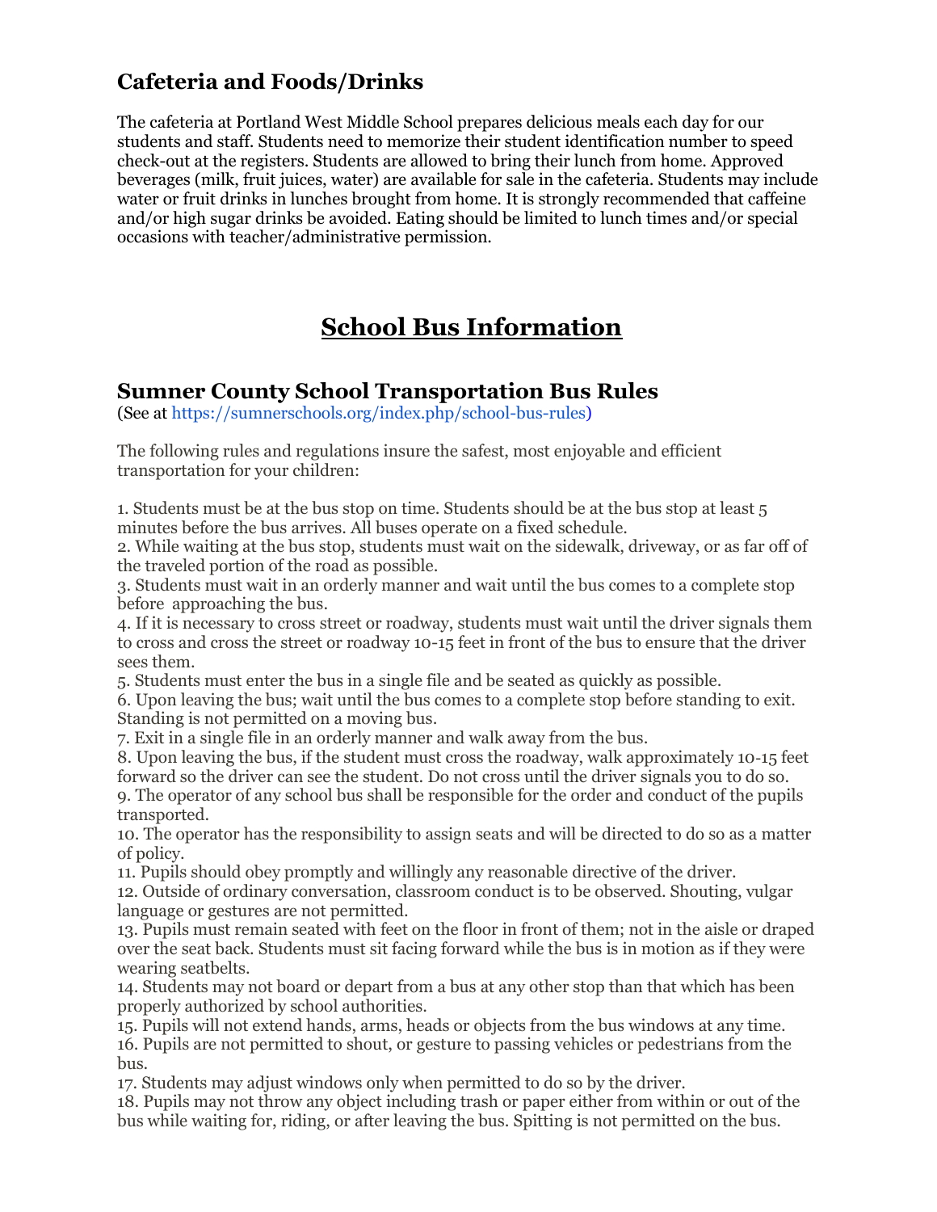## Cafeteria and Foods/Drinks

The cafeteria at Portland West Middle School prepares delicious meals each day for our students and staff. Students need to memorize their student identification number to speed check-out at the registers. Students are allowed to bring their lunch from home. Approved beverages (milk, fruit juices, water) are available for sale in the cafeteria. Students may include water or fruit drinks in lunches brought from home. It is strongly recommended that caffeine and/or high sugar drinks be avoided. Eating should be limited to lunch times and/or special occasions with teacher/administrative permission.

# School Bus Information

## Sumner County School Transportation Bus Rules

(See at https://sumnerschools.org/index.php/school-bus-rules)

The following rules and regulations insure the safest, most enjoyable and efficient transportation for your children:

1. Students must be at the bus stop on time. Students should be at the bus stop at least 5 minutes before the bus arrives. All buses operate on a fixed schedule.
2. While waiting at the bus stop, students must wait on the sidewalk, driveway, or as far off of the traveled portion of the road as possible.
3. Students must wait in an orderly manner and wait until the bus comes to a complete stop before approaching the bus.
4. If it is necessary to cross street or roadway, students must wait until the driver signals them to cross and cross the street or roadway 10-15 feet in front of the bus to ensure that the driver sees them.
5. Students must enter the bus in a single file and be seated as quickly as possible.
6. Upon leaving the bus; wait until the bus comes to a complete stop before standing to exit. Standing is not permitted on a moving bus.
7. Exit in a single file in an orderly manner and walk away from the bus.
8. Upon leaving the bus, if the student must cross the roadway, walk approximately 10-15 feet forward so the driver can see the student. Do not cross until the driver signals you to do so.
9. The operator of any school bus shall be responsible for the order and conduct of the pupils transported.
10. The operator has the responsibility to assign seats and will be directed to do so as a matter of policy.
11. Pupils should obey promptly and willingly any reasonable directive of the driver.
12. Outside of ordinary conversation, classroom conduct is to be observed. Shouting, vulgar language or gestures are not permitted.
13. Pupils must remain seated with feet on the floor in front of them; not in the aisle or draped over the seat back. Students must sit facing forward while the bus is in motion as if they were wearing seatbelts.
14. Students may not board or depart from a bus at any other stop than that which has been properly authorized by school authorities.
15. Pupils will not extend hands, arms, heads or objects from the bus windows at any time.
16. Pupils are not permitted to shout, or gesture to passing vehicles or pedestrians from the bus.
17. Students may adjust windows only when permitted to do so by the driver.
18. Pupils may not throw any object including trash or paper either from within or out of the bus while waiting for, riding, or after leaving the bus. Spitting is not permitted on the bus.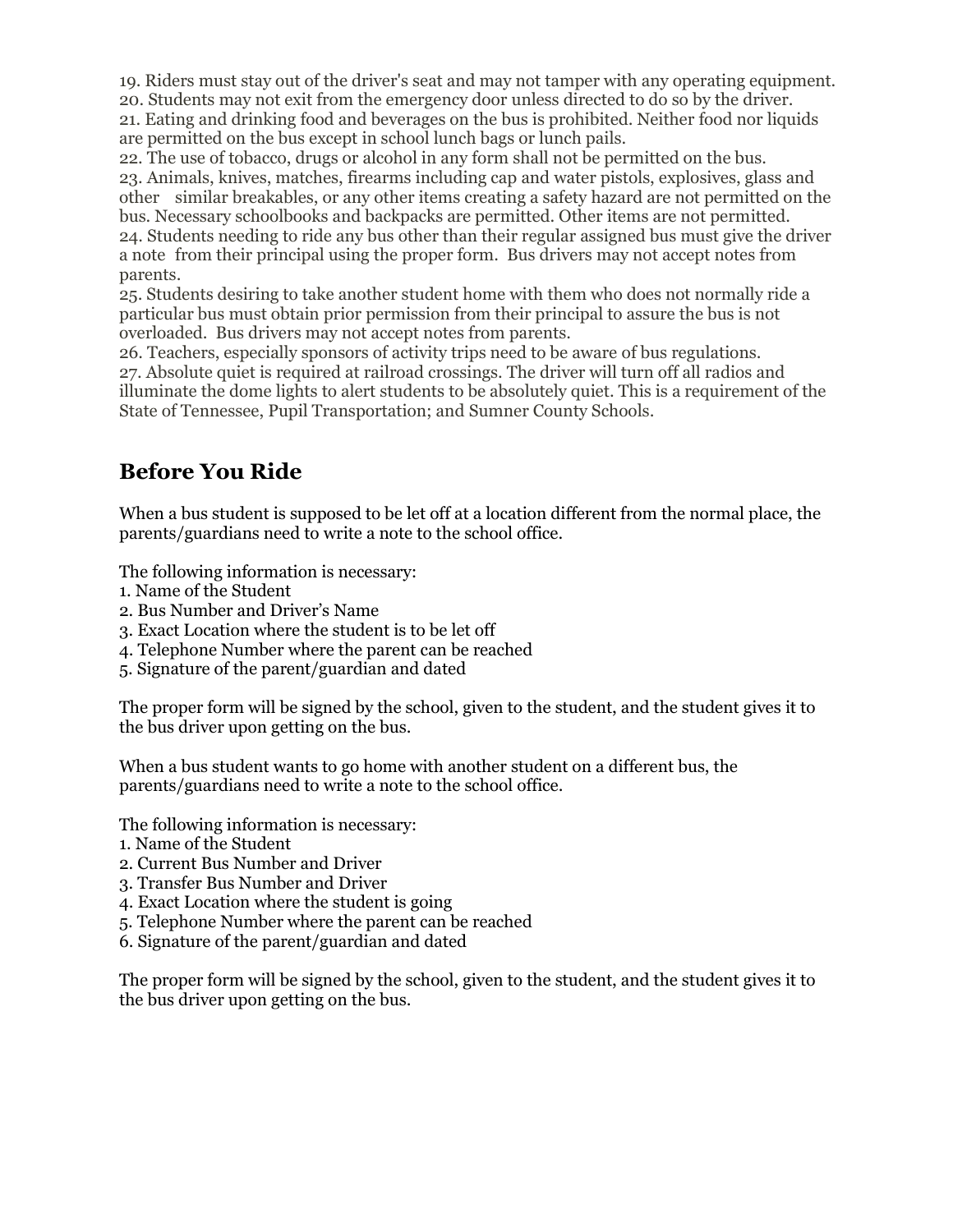19. Riders must stay out of the driver's seat and may not tamper with any operating equipment.
20. Students may not exit from the emergency door unless directed to do so by the driver.
21. Eating and drinking food and beverages on the bus is prohibited. Neither food nor liquids are permitted on the bus except in school lunch bags or lunch pails.
22. The use of tobacco, drugs or alcohol in any form shall not be permitted on the bus.
23. Animals, knives, matches, firearms including cap and water pistols, explosives, glass and other similar breakables, or any other items creating a safety hazard are not permitted on the bus. Necessary schoolbooks and backpacks are permitted. Other items are not permitted.
24. Students needing to ride any bus other than their regular assigned bus must give the driver a note from their principal using the proper form. Bus drivers may not accept notes from parents.
25. Students desiring to take another student home with them who does not normally ride a particular bus must obtain prior permission from their principal to assure the bus is not overloaded. Bus drivers may not accept notes from parents.
26. Teachers, especially sponsors of activity trips need to be aware of bus regulations.
27. Absolute quiet is required at railroad crossings. The driver will turn off all radios and illuminate the dome lights to alert students to be absolutely quiet. This is a requirement of the State of Tennessee, Pupil Transportation; and Sumner County Schools.

## Before You Ride

When a bus student is supposed to be let off at a location different from the normal place, the parents/guardians need to write a note to the school office.

The following information is necessary:
1. Name of the Student
2. Bus Number and Driver's Name
3. Exact Location where the student is to be let off
4. Telephone Number where the parent can be reached
5. Signature of the parent/guardian and dated

The proper form will be signed by the school, given to the student, and the student gives it to the bus driver upon getting on the bus.

When a bus student wants to go home with another student on a different bus, the parents/guardians need to write a note to the school office.

The following information is necessary:
1. Name of the Student
2. Current Bus Number and Driver
3. Transfer Bus Number and Driver
4. Exact Location where the student is going
5. Telephone Number where the parent can be reached
6. Signature of the parent/guardian and dated

The proper form will be signed by the school, given to the student, and the student gives it to the bus driver upon getting on the bus.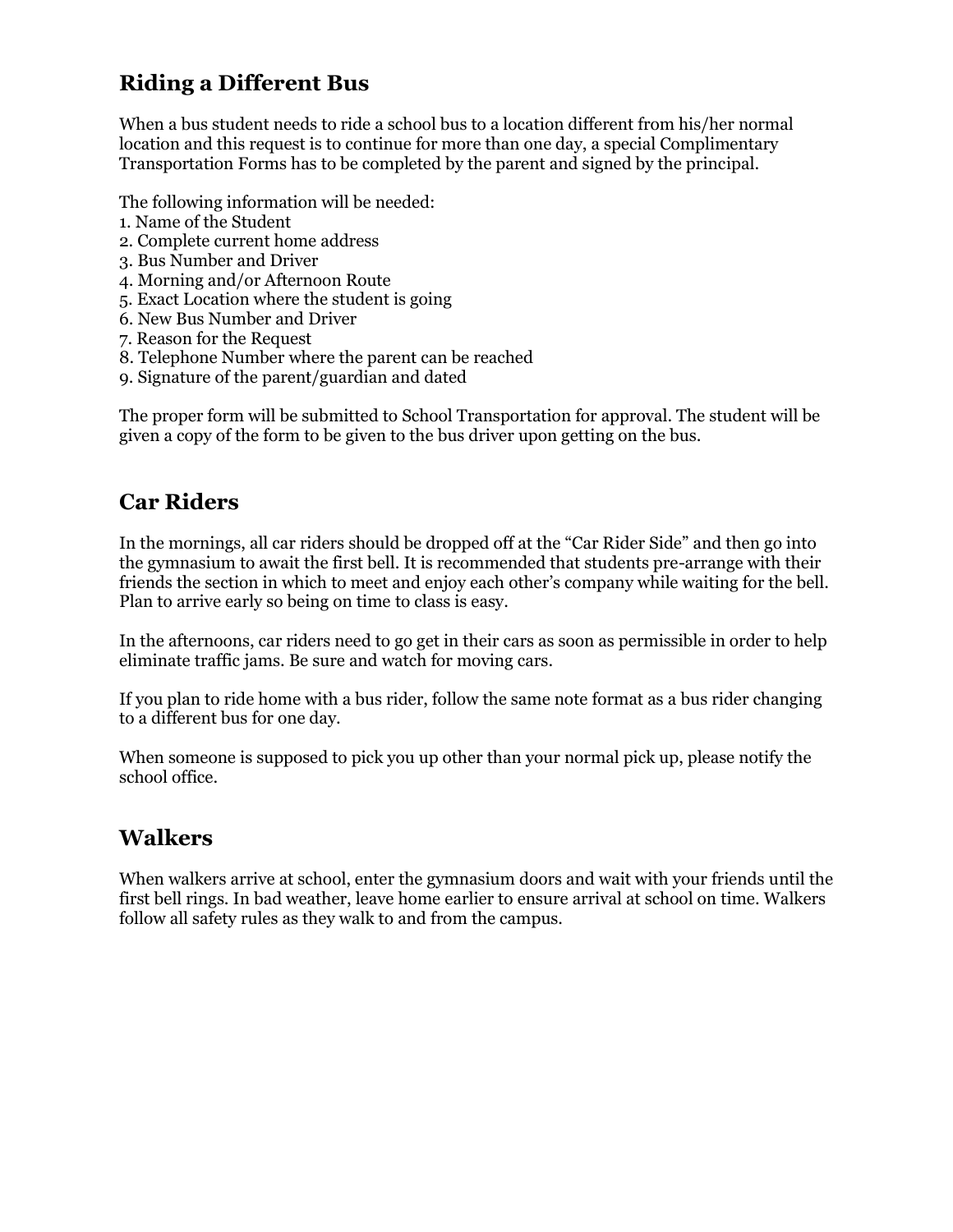## Riding a Different Bus

When a bus student needs to ride a school bus to a location different from his/her normal location and this request is to continue for more than one day, a special Complimentary Transportation Forms has to be completed by the parent and signed by the principal.

The following information will be needed:

1. Name of the Student
2. Complete current home address
3. Bus Number and Driver
4. Morning and/or Afternoon Route
5. Exact Location where the student is going
6. New Bus Number and Driver
7. Reason for the Request
8. Telephone Number where the parent can be reached
9. Signature of the parent/guardian and dated

The proper form will be submitted to School Transportation for approval. The student will be given a copy of the form to be given to the bus driver upon getting on the bus.

## Car Riders

In the mornings, all car riders should be dropped off at the "Car Rider Side" and then go into the gymnasium to await the first bell. It is recommended that students pre-arrange with their friends the section in which to meet and enjoy each other's company while waiting for the bell. Plan to arrive early so being on time to class is easy.

In the afternoons, car riders need to go get in their cars as soon as permissible in order to help eliminate traffic jams. Be sure and watch for moving cars.

If you plan to ride home with a bus rider, follow the same note format as a bus rider changing to a different bus for one day.

When someone is supposed to pick you up other than your normal pick up, please notify the school office.

## Walkers

When walkers arrive at school, enter the gymnasium doors and wait with your friends until the first bell rings. In bad weather, leave home earlier to ensure arrival at school on time. Walkers follow all safety rules as they walk to and from the campus.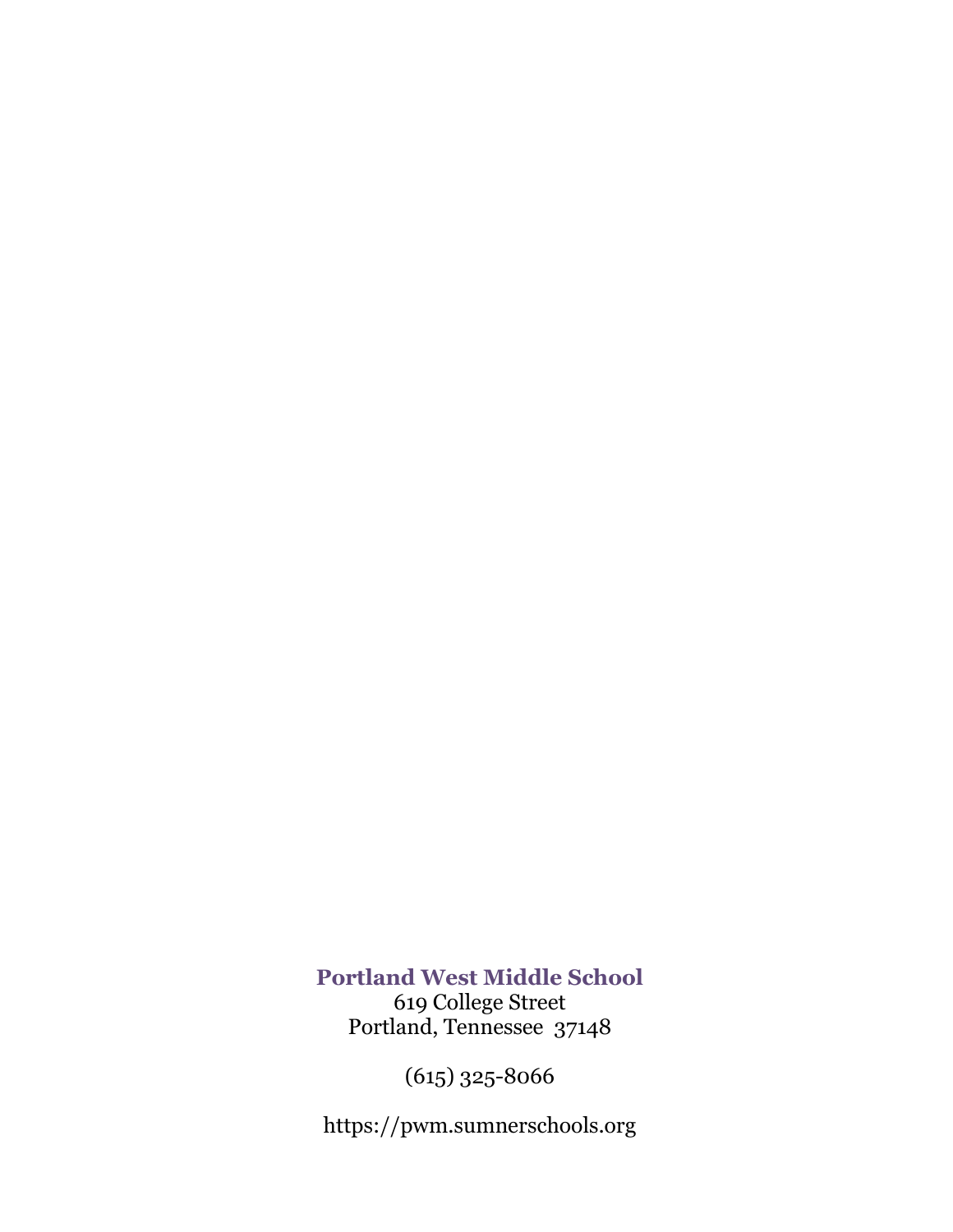**Portland West Middle School**
619 College Street
Portland, Tennessee 37148

(615) 325-8066

https://pwm.sumnerschools.org